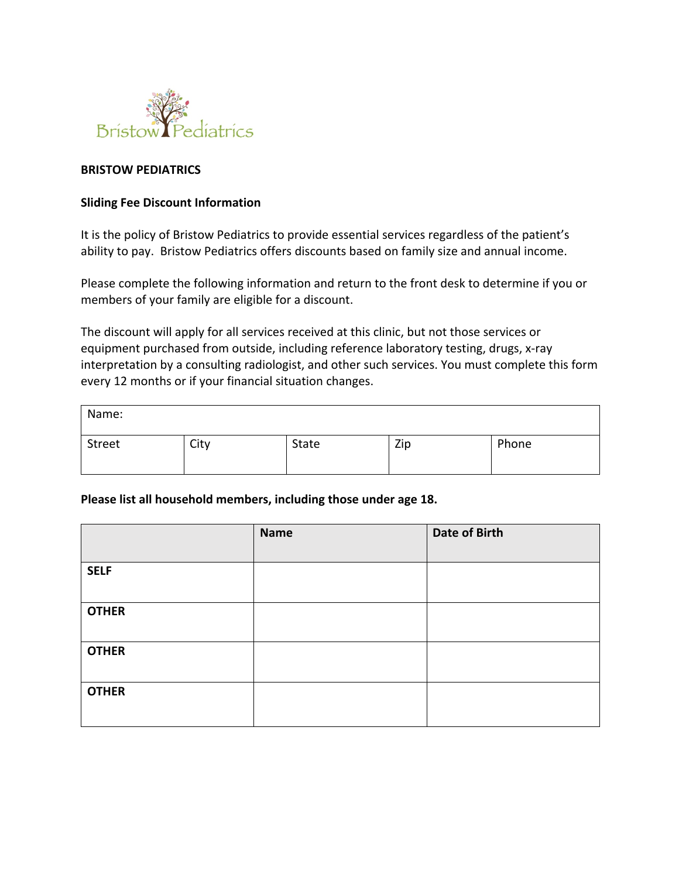Bristow Pediatrics

**BRISTOW PEDIATRICS**

**Sliding Fee Discount Information**

It is the policy of Bristow Pediatrics to provide essential services regardless of the patient's ability to pay. Bristow Pediatrics offers discounts based on family size and annual income.

Please complete the following information and return to the front desk to determine if you or members of your family are eligible for a discount.

The discount will apply for all services received at this clinic, but not those services or equipment purchased from outside, including reference laboratory testing, drugs, x-ray interpretation by a consulting radiologist, and other such services. You must complete this form every 12 months or if your financial situation changes.

| Name: | | | | |
|---|---|---|---|---|
| Street | City | State | Zip | Phone |

**Please list all household members, including those under age 18.**

| | **Name** | **Date of Birth** |
|---|---|---|
| **SELF** | | |
| **OTHER** | | |
| **OTHER** | | |
| **OTHER** | | |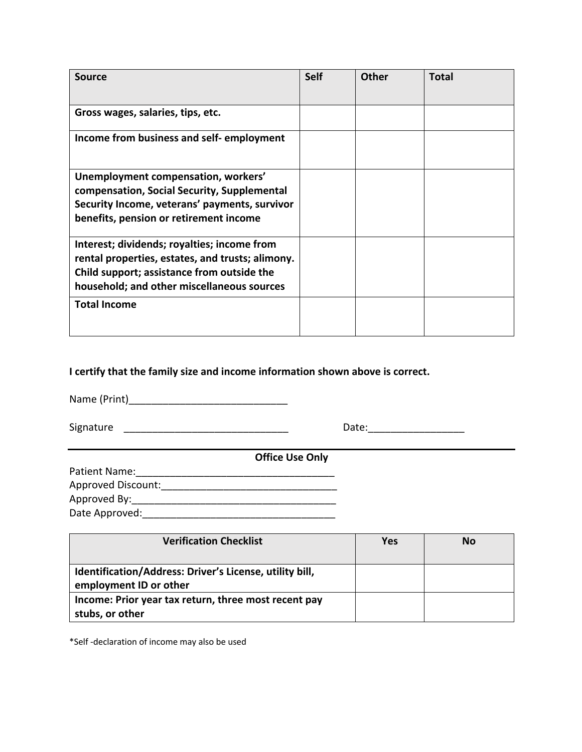| Source | Self | Other | Total |
|---|---|---|---|
| **Gross wages, salaries, tips, etc.** | | | |
| **Income from business and self- employment** | | | |
| **Unemployment compensation, workers' compensation, Social Security, Supplemental Security Income, veterans' payments, survivor benefits, pension or retirement income** | | | |
| **Interest; dividends; royalties; income from rental properties, estates, and trusts; alimony. Child support; assistance from outside the household; and other miscellaneous sources** | | | |
| **Total Income** | | | |

**I certify that the family size and income information shown above is correct.**

Name (Print)_____________________________

Signature _____________________________ Date:_________________

**Office Use Only**

Patient Name:____________________________________

Approved Discount:_______________________________

Approved By:_____________________________________

Date Approved:___________________________________

| Verification Checklist | Yes | No |
|---|---|---|
| **Identification/Address: Driver's License, utility bill, employment ID or other** | | |
| **Income: Prior year tax return, three most recent pay stubs, or other** | | |

*Self -declaration of income may also be used